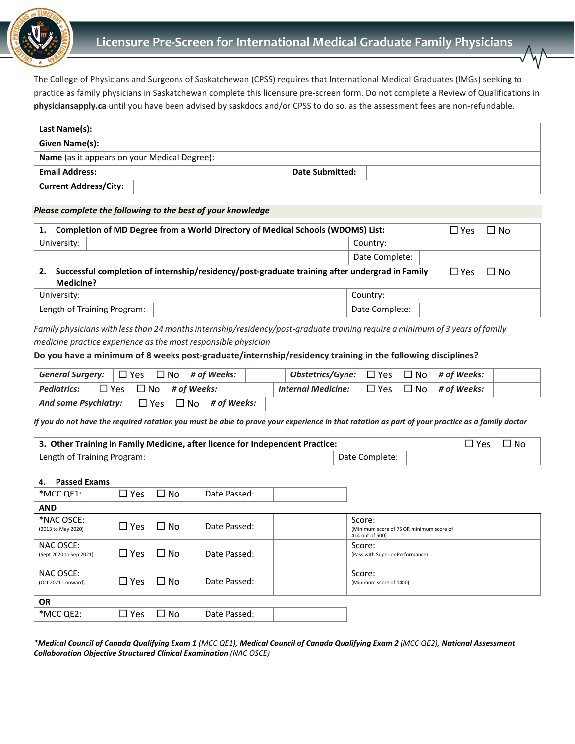# Licensure Pre-Screen for International Medical Graduate Family Physicians

The College of Physicians and Surgeons of Saskatchewan (CPSS) requires that International Medical Graduates (IMGs) seeking to practice as family physicians in Saskatchewan complete this licensure pre-screen form. Do not complete a Review of Qualifications in **physiciansapply.ca** until you have been advised by saskdocs and/or CPSS to do so, as the assessment fees are non-refundable.

| | | | |
|---|---|---|---|
| **Last Name(s):** | | | |
| **Given Name(s):** | | | |
| **Name** (as it appears on your Medical Degree): | | | |
| **Email Address:** | | **Date Submitted:** | |
| **Current Address/City:** | | | |

***Please complete the following to the best of your knowledge***

| | | | | |
|---|---|---|---|---|
| **1. Completion of MD Degree from a World Directory of Medical Schools (WDOMS) List:** | | | | ☐ Yes ☐ No |
| University: | | Country: | | |
| | | Date Complete: | | |
| **2. Successful completion of internship/residency/post-graduate training after undergrad in Family Medicine?** | | | | ☐ Yes ☐ No |
| University: | | Country: | | |
| Length of Training Program: | | Date Complete: | | |

*Family physicians with less than 24 months internship/residency/post-graduate training require a minimum of 3 years of family medicine practice experience as the most responsible physician*

**Do you have a minimum of 8 weeks post-graduate/internship/residency training in the following disciplines?**

| | | | | | | | |
|---|---|---|---|---|---|---|---|
| ***General Surgery:*** | ☐ Yes ☐ No | ***# of Weeks:*** | | ***Obstetrics/Gyne:*** | ☐ Yes ☐ No | ***# of Weeks:*** | |
| ***Pediatrics:*** | ☐ Yes ☐ No | ***# of Weeks:*** | | ***Internal Medicine:*** | ☐ Yes ☐ No | ***# of Weeks:*** | |
| ***And some Psychiatry:*** | ☐ Yes ☐ No | ***# of Weeks:*** | | | | | |

***If you do not have the required rotation you must be able to prove your experience in that rotation as part of your practice as a family doctor***

| | | | | |
|---|---|---|---|---|
| **3. Other Training in Family Medicine, after licence for Independent Practice:** | | | | ☐ Yes ☐ No |
| Length of Training Program: | | Date Complete: | | |

**4. Passed Exams**

| | | | | | |
|---|---|---|---|---|---|
| *MCC QE1: | ☐ Yes ☐ No | Date Passed: | | | |
| **AND** | | | | | |
| *NAC OSCE: (2013 to May 2020) | ☐ Yes ☐ No | Date Passed: | | Score: (Minimum score of 75 OR minimum score of 414 out of 500) | |
| NAC OSCE: (Sept 2020 to Sep 2021) | ☐ Yes ☐ No | Date Passed: | | Score: (Pass with Superior Performance) | |
| NAC OSCE: (Oct 2021 - onward) | ☐ Yes ☐ No | Date Passed: | | Score: (Minimum score of 1400) | |
| **OR** | | | | | |
| *MCC QE2: | ☐ Yes ☐ No | Date Passed: | | | |

**Medical Council of Canada Qualifying Exam 1* *(MCC QE1),* ***Medical Council of Canada Qualifying Exam 2*** *(MCC QE2),* ***National Assessment Collaboration Objective Structured Clinical Examination*** *(NAC OSCE)*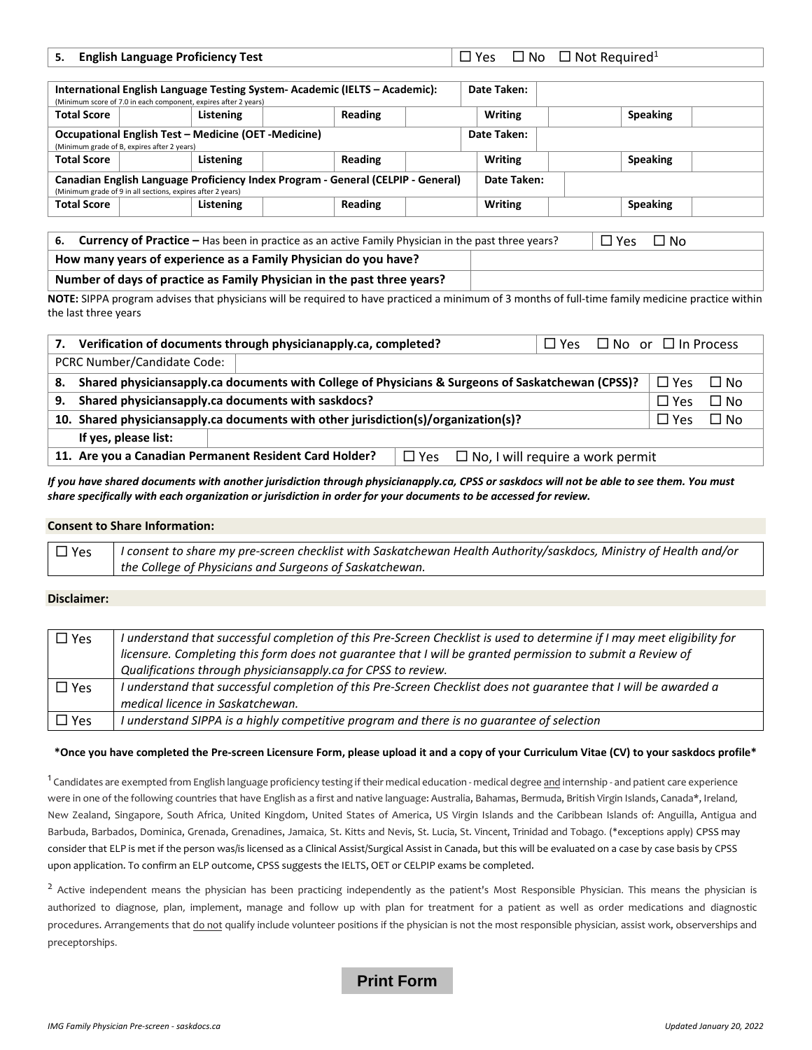| | |
|---|---|
| **5. English Language Proficiency Test** | ☐ Yes ☐ No ☐ Not Required[1] |

| | | | | | | | | | |
|---|---|---|---|---|---|---|---|---|---|
| **International English Language Testing System- Academic (IELTS – Academic):** (Minimum score of 7.0 in each component, expires after 2 years) | | | | | | **Date Taken:** | | | |
| **Total Score** | | **Listening** | | **Reading** | | **Writing** | | **Speaking** | |
| **Occupational English Test – Medicine (OET -Medicine)** (Minimum grade of B, expires after 2 years) | | | | | | **Date Taken:** | | | |
| **Total Score** | | **Listening** | | **Reading** | | **Writing** | | **Speaking** | |
| **Canadian English Language Proficiency Index Program - General (CELPIP - General)** (Minimum grade of 9 in all sections, expires after 2 years) | | | | | | **Date Taken:** | | | |
| **Total Score** | | **Listening** | | **Reading** | | **Writing** | | **Speaking** | |

| | |
|---|---|
| **6. Currency of Practice –** Has been in practice as an active Family Physician in the past three years? | ☐ Yes ☐ No |
| **How many years of experience as a Family Physician do you have?** | |
| **Number of days of practice as Family Physician in the past three years?** | |

**NOTE:** SIPPA program advises that physicians will be required to have practiced a minimum of 3 months of full-time family medicine practice within the last three years

| | |
|---|---|
| **7. Verification of documents through physicianapply.ca, completed?** | ☐ Yes ☐ No or ☐ In Process |
| PCRC Number/Candidate Code: | |
| **8. Shared physiciansapply.ca documents with College of Physicians & Surgeons of Saskatchewan (CPSS)?** | ☐ Yes ☐ No |
| **9. Shared physiciansapply.ca documents with saskdocs?** | ☐ Yes ☐ No |
| **10. Shared physiciansapply.ca documents with other jurisdiction(s)/organization(s)?** | ☐ Yes ☐ No |
| **If yes, please list:** | |
| **11. Are you a Canadian Permanent Resident Card Holder?** | ☐ Yes ☐ No, I will require a work permit |

***If you have shared documents with another jurisdiction through physicianapply.ca, CPSS or saskdocs will not be able to see them. You must share specifically with each organization or jurisdiction in order for your documents to be accessed for review.***

**Consent to Share Information:**

| | |
|---|---|
| ☐ Yes | *I consent to share my pre-screen checklist with Saskatchewan Health Authority/saskdocs, Ministry of Health and/or the College of Physicians and Surgeons of Saskatchewan.* |

**Disclaimer:**

| | |
|---|---|
| ☐ Yes | *I understand that successful completion of this Pre-Screen Checklist is used to determine if I may meet eligibility for licensure. Completing this form does not guarantee that I will be granted permission to submit a Review of Qualifications through physiciansapply.ca for CPSS to review.* |
| ☐ Yes | *I understand that successful completion of this Pre-Screen Checklist does not guarantee that I will be awarded a medical licence in Saskatchewan.* |
| ☐ Yes | *I understand SIPPA is a highly competitive program and there is no guarantee of selection* |

**\*Once you have completed the Pre-screen Licensure Form, please upload it and a copy of your Curriculum Vitae (CV) to your saskdocs profile\***

[1] Candidates are exempted from English language proficiency testing if their medical education - medical degree and internship - and patient care experience were in one of the following countries that have English as a first and native language: Australia, Bahamas, Bermuda, British Virgin Islands, Canada\*, Ireland, New Zealand, Singapore, South Africa, United Kingdom, United States of America, US Virgin Islands and the Caribbean Islands of: Anguilla, Antigua and Barbuda, Barbados, Dominica, Grenada, Grenadines, Jamaica, St. Kitts and Nevis, St. Lucia, St. Vincent, Trinidad and Tobago. (\*exceptions apply) CPSS may consider that ELP is met if the person was/is licensed as a Clinical Assist/Surgical Assist in Canada, but this will be evaluated on a case by case basis by CPSS upon application. To confirm an ELP outcome, CPSS suggests the IELTS, OET or CELPIP exams be completed.

[2] Active independent means the physician has been practicing independently as the patient's Most Responsible Physician. This means the physician is authorized to diagnose, plan, implement, manage and follow up with plan for treatment for a patient as well as order medications and diagnostic procedures. Arrangements that do not qualify include volunteer positions if the physician is not the most responsible physician, assist work, observerships and preceptorships.

**Print Form**